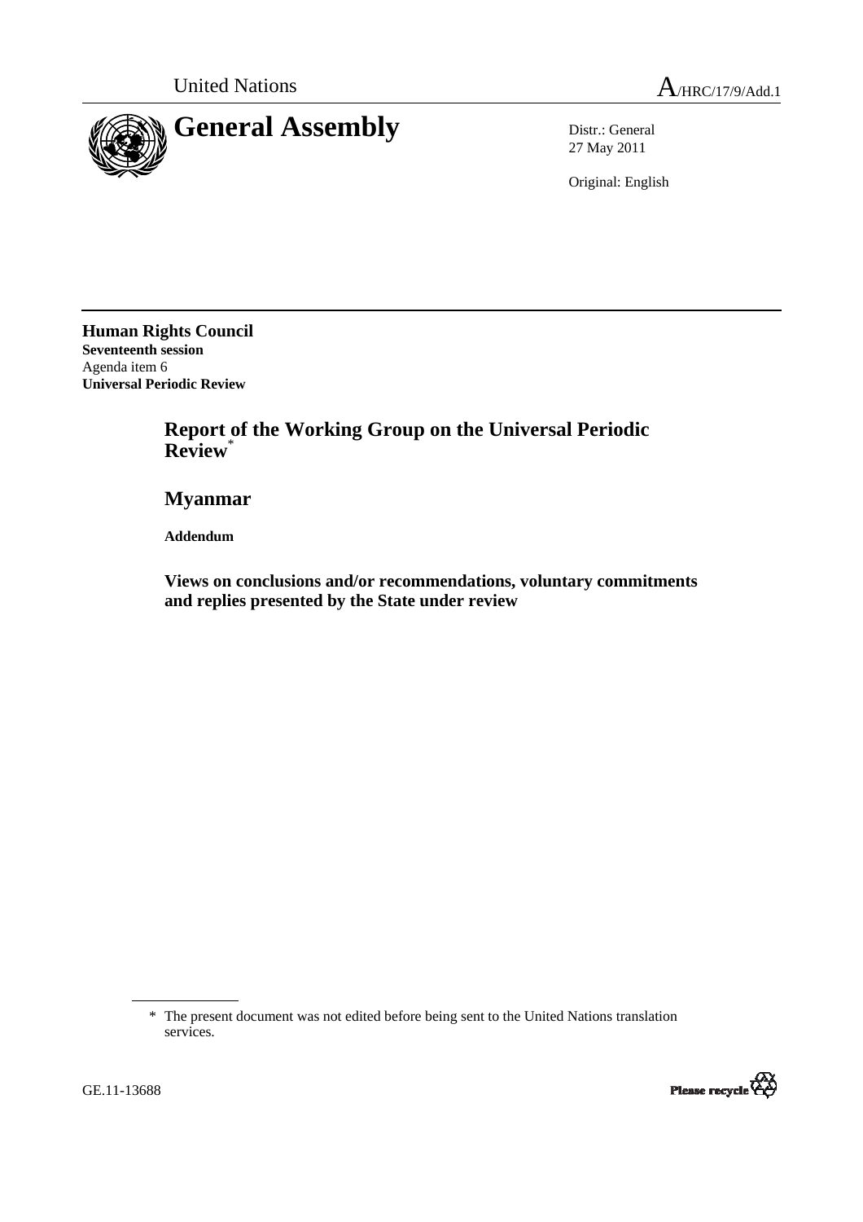United Nations A/HRC/17/9/Add.1

# General Assembly

Distr.: General
27 May 2011

Original: English

**Human Rights Council**
**Seventeenth session**
Agenda item 6
**Universal Periodic Review**

## Report of the Working Group on the Universal Periodic Review*

## Myanmar

**Addendum**

### Views on conclusions and/or recommendations, voluntary commitments and replies presented by the State under review

\* The present document was not edited before being sent to the United Nations translation services.

GE.11-13688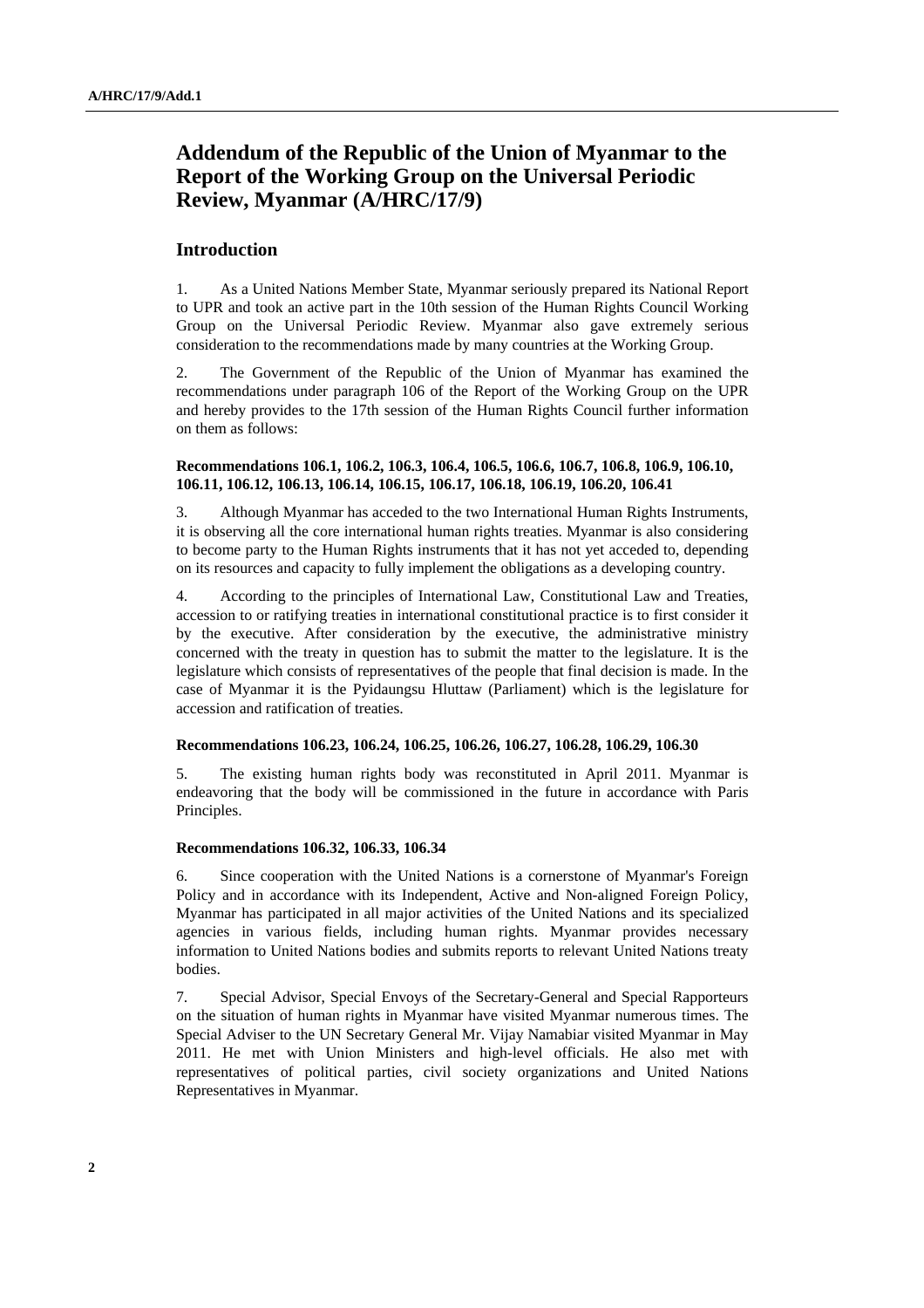# Addendum of the Republic of the Union of Myanmar to the Report of the Working Group on the Universal Periodic Review, Myanmar (A/HRC/17/9)

## Introduction

1. As a United Nations Member State, Myanmar seriously prepared its National Report to UPR and took an active part in the 10th session of the Human Rights Council Working Group on the Universal Periodic Review. Myanmar also gave extremely serious consideration to the recommendations made by many countries at the Working Group.

2. The Government of the Republic of the Union of Myanmar has examined the recommendations under paragraph 106 of the Report of the Working Group on the UPR and hereby provides to the 17th session of the Human Rights Council further information on them as follows:

#### Recommendations 106.1, 106.2, 106.3, 106.4, 106.5, 106.6, 106.7, 106.8, 106.9, 106.10, 106.11, 106.12, 106.13, 106.14, 106.15, 106.17, 106.18, 106.19, 106.20, 106.41

3. Although Myanmar has acceded to the two International Human Rights Instruments, it is observing all the core international human rights treaties. Myanmar is also considering to become party to the Human Rights instruments that it has not yet acceded to, depending on its resources and capacity to fully implement the obligations as a developing country.

4. According to the principles of International Law, Constitutional Law and Treaties, accession to or ratifying treaties in international constitutional practice is to first consider it by the executive. After consideration by the executive, the administrative ministry concerned with the treaty in question has to submit the matter to the legislature. It is the legislature which consists of representatives of the people that final decision is made. In the case of Myanmar it is the Pyidaungsu Hluttaw (Parliament) which is the legislature for accession and ratification of treaties.

#### Recommendations 106.23, 106.24, 106.25, 106.26, 106.27, 106.28, 106.29, 106.30

5. The existing human rights body was reconstituted in April 2011. Myanmar is endeavoring that the body will be commissioned in the future in accordance with Paris Principles.

#### Recommendations 106.32, 106.33, 106.34

6. Since cooperation with the United Nations is a cornerstone of Myanmar's Foreign Policy and in accordance with its Independent, Active and Non-aligned Foreign Policy, Myanmar has participated in all major activities of the United Nations and its specialized agencies in various fields, including human rights. Myanmar provides necessary information to United Nations bodies and submits reports to relevant United Nations treaty bodies.

7. Special Advisor, Special Envoys of the Secretary-General and Special Rapporteurs on the situation of human rights in Myanmar have visited Myanmar numerous times. The Special Adviser to the UN Secretary General Mr. Vijay Namabiar visited Myanmar in May 2011. He met with Union Ministers and high-level officials. He also met with representatives of political parties, civil society organizations and United Nations Representatives in Myanmar.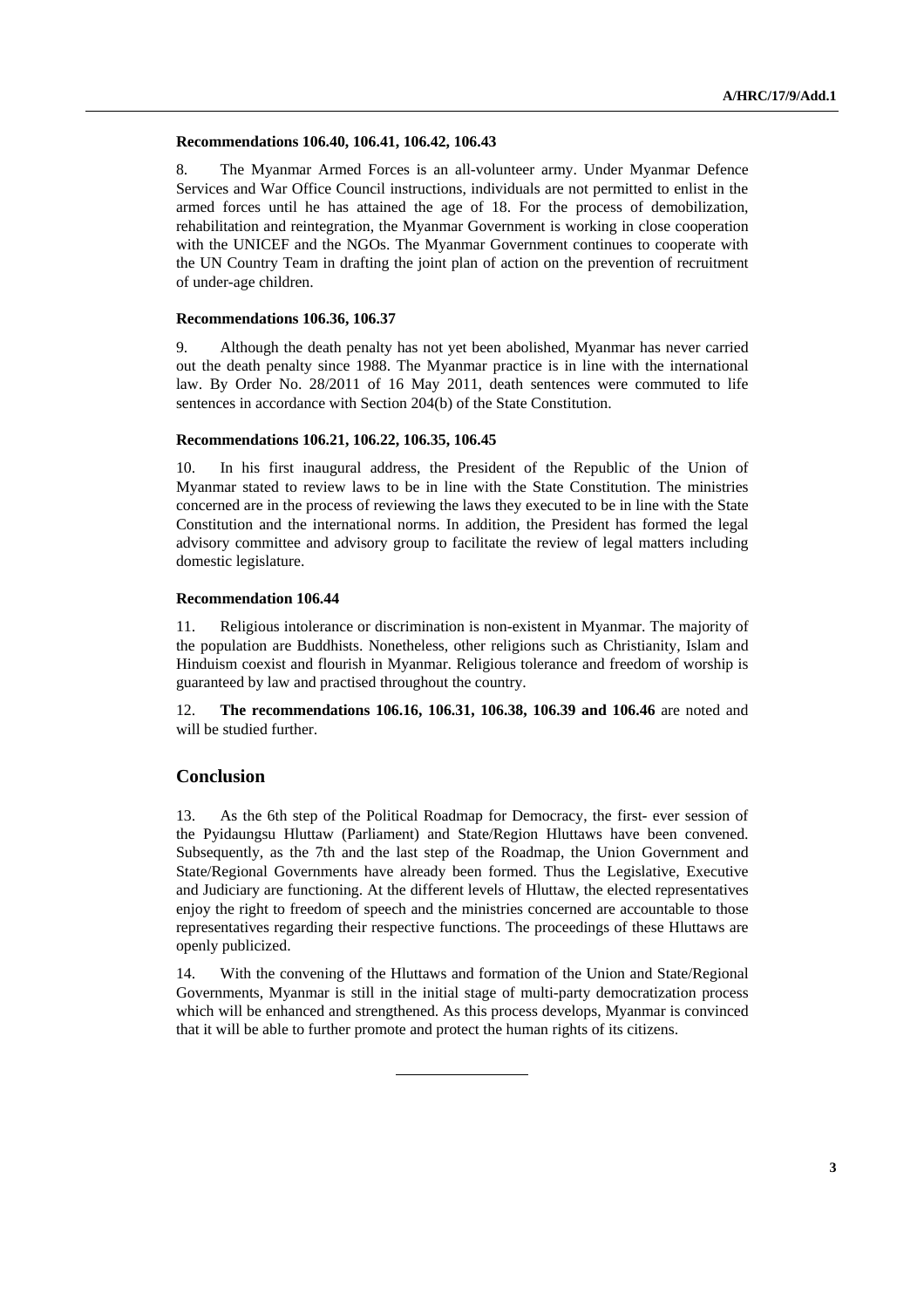**Recommendations 106.40, 106.41, 106.42, 106.43**

8. The Myanmar Armed Forces is an all-volunteer army. Under Myanmar Defence Services and War Office Council instructions, individuals are not permitted to enlist in the armed forces until he has attained the age of 18. For the process of demobilization, rehabilitation and reintegration, the Myanmar Government is working in close cooperation with the UNICEF and the NGOs. The Myanmar Government continues to cooperate with the UN Country Team in drafting the joint plan of action on the prevention of recruitment of under-age children.

**Recommendations 106.36, 106.37**

9. Although the death penalty has not yet been abolished, Myanmar has never carried out the death penalty since 1988. The Myanmar practice is in line with the international law. By Order No. 28/2011 of 16 May 2011, death sentences were commuted to life sentences in accordance with Section 204(b) of the State Constitution.

**Recommendations 106.21, 106.22, 106.35, 106.45**

10. In his first inaugural address, the President of the Republic of the Union of Myanmar stated to review laws to be in line with the State Constitution. The ministries concerned are in the process of reviewing the laws they executed to be in line with the State Constitution and the international norms. In addition, the President has formed the legal advisory committee and advisory group to facilitate the review of legal matters including domestic legislature.

**Recommendation 106.44**

11. Religious intolerance or discrimination is non-existent in Myanmar. The majority of the population are Buddhists. Nonetheless, other religions such as Christianity, Islam and Hinduism coexist and flourish in Myanmar. Religious tolerance and freedom of worship is guaranteed by law and practised throughout the country.

12. **The recommendations 106.16, 106.31, 106.38, 106.39 and 106.46** are noted and will be studied further.

## Conclusion

13. As the 6th step of the Political Roadmap for Democracy, the first- ever session of the Pyidaungsu Hluttaw (Parliament) and State/Region Hluttaws have been convened. Subsequently, as the 7th and the last step of the Roadmap, the Union Government and State/Regional Governments have already been formed. Thus the Legislative, Executive and Judiciary are functioning. At the different levels of Hluttaw, the elected representatives enjoy the right to freedom of speech and the ministries concerned are accountable to those representatives regarding their respective functions. The proceedings of these Hluttaws are openly publicized.

14. With the convening of the Hluttaws and formation of the Union and State/Regional Governments, Myanmar is still in the initial stage of multi-party democratization process which will be enhanced and strengthened. As this process develops, Myanmar is convinced that it will be able to further promote and protect the human rights of its citizens.